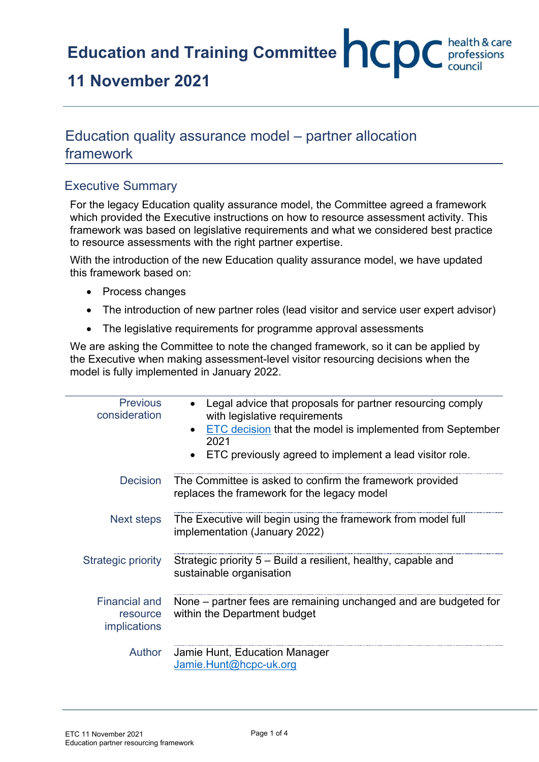# Education and Training Committee

## 11 November 2021

## Education quality assurance model – partner allocation framework

### Executive Summary

For the legacy Education quality assurance model, the Committee agreed a framework which provided the Executive instructions on how to resource assessment activity. This framework was based on legislative requirements and what we considered best practice to resource assessments with the right partner expertise.

With the introduction of the new Education quality assurance model, we have updated this framework based on:

- Process changes
- The introduction of new partner roles (lead visitor and service user expert advisor)
- The legislative requirements for programme approval assessments

We are asking the Committee to note the changed framework, so it can be applied by the Executive when making assessment-level visitor resourcing decisions when the model is fully implemented in January 2022.

| | |
|---|---|
| Previous consideration | • Legal advice that proposals for partner resourcing comply with legislative requirements<br>• ETC decision that the model is implemented from September 2021<br>• ETC previously agreed to implement a lead visitor role. |
| Decision | The Committee is asked to confirm the framework provided replaces the framework for the legacy model |
| Next steps | The Executive will begin using the framework from model full implementation (January 2022) |
| Strategic priority | Strategic priority 5 – Build a resilient, healthy, capable and sustainable organisation |
| Financial and resource implications | None – partner fees are remaining unchanged and are budgeted for within the Department budget |
| Author | Jamie Hunt, Education Manager<br>Jamie.Hunt@hcpc-uk.org |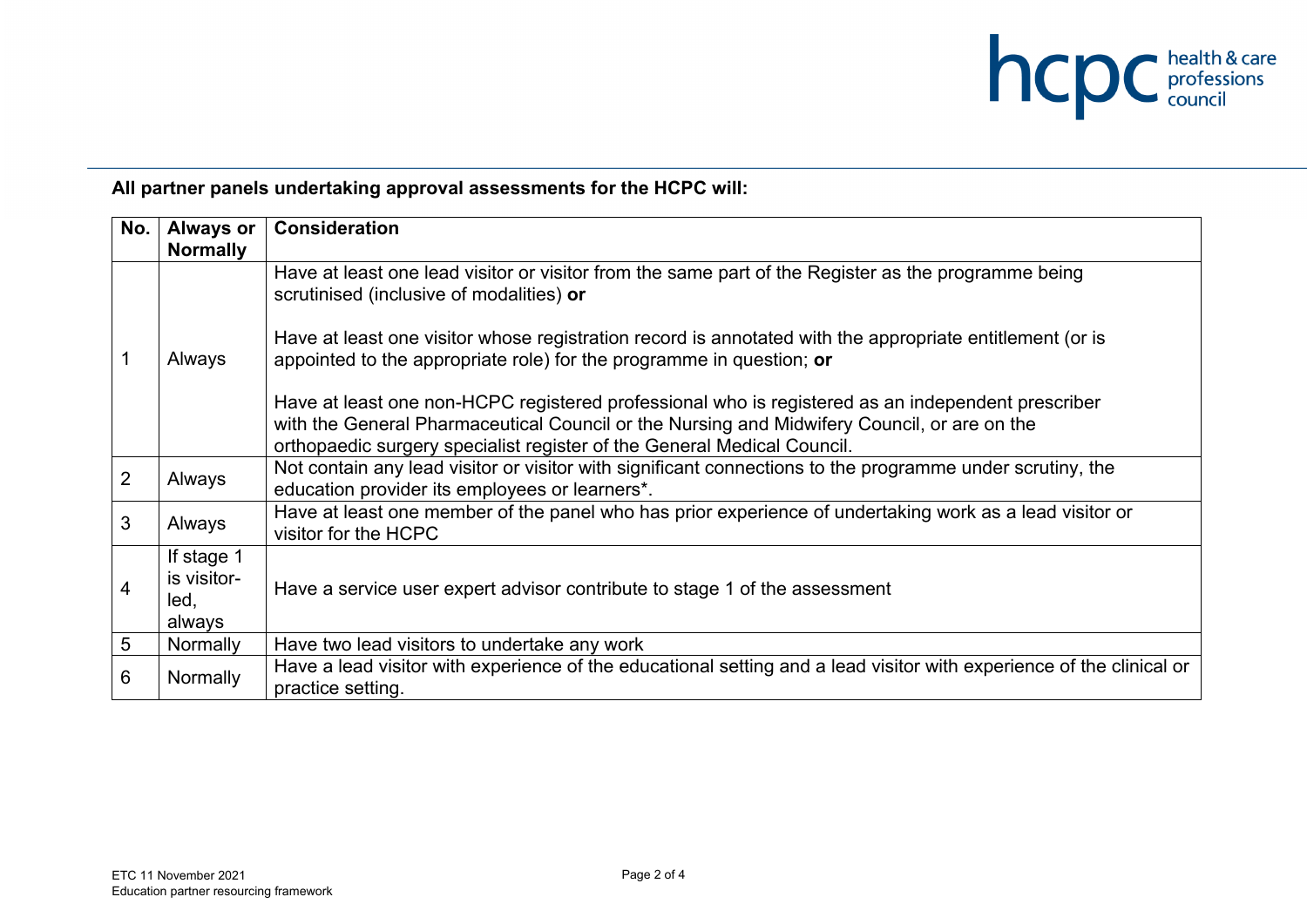**All partner panels undertaking approval assessments for the HCPC will:**

| No. | Always or Normally | Consideration |
|---|---|---|
| 1 | Always | Have at least one lead visitor or visitor from the same part of the Register as the programme being scrutinised (inclusive of modalities) **or**<br><br>Have at least one visitor whose registration record is annotated with the appropriate entitlement (or is appointed to the appropriate role) for the programme in question; **or**<br><br>Have at least one non-HCPC registered professional who is registered as an independent prescriber with the General Pharmaceutical Council or the Nursing and Midwifery Council, or are on the orthopaedic surgery specialist register of the General Medical Council. |
| 2 | Always | Not contain any lead visitor or visitor with significant connections to the programme under scrutiny, the education provider its employees or learners*. |
| 3 | Always | Have at least one member of the panel who has prior experience of undertaking work as a lead visitor or visitor for the HCPC |
| 4 | If stage 1 is visitor-led, always | Have a service user expert advisor contribute to stage 1 of the assessment |
| 5 | Normally | Have two lead visitors to undertake any work |
| 6 | Normally | Have a lead visitor with experience of the educational setting and a lead visitor with experience of the clinical or practice setting. |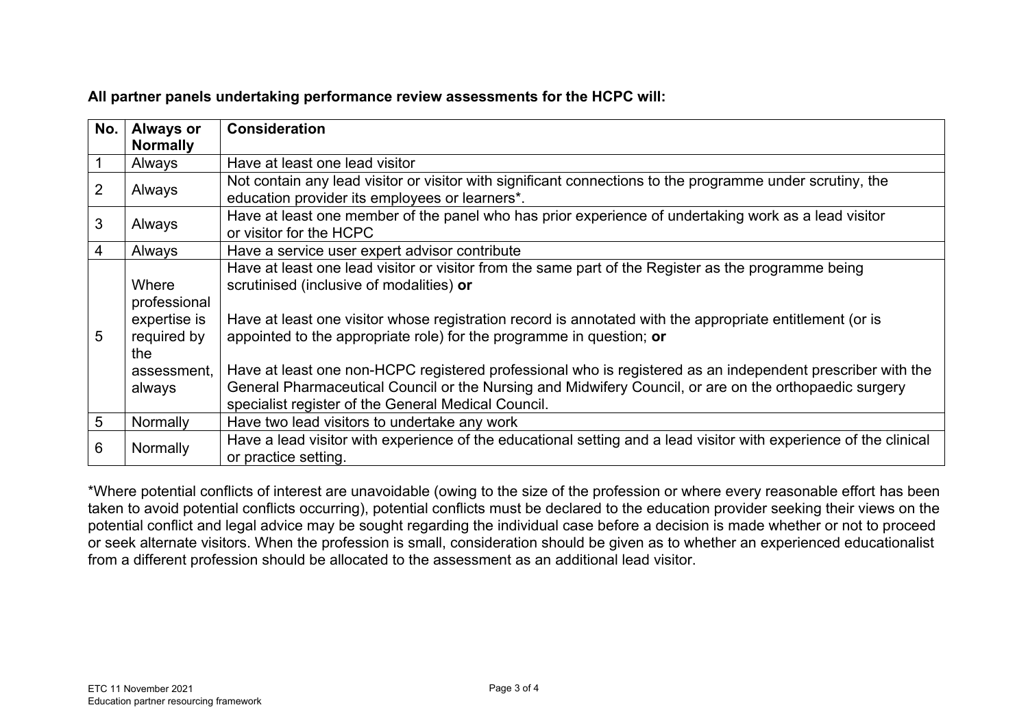**All partner panels undertaking performance review assessments for the HCPC will:**

| No. | Always or Normally | Consideration |
|---|---|---|
| 1 | Always | Have at least one lead visitor |
| 2 | Always | Not contain any lead visitor or visitor with significant connections to the programme under scrutiny, the education provider its employees or learners*. |
| 3 | Always | Have at least one member of the panel who has prior experience of undertaking work as a lead visitor or visitor for the HCPC |
| 4 | Always | Have a service user expert advisor contribute |
| 5 | Where professional expertise is required by the assessment, always | Have at least one lead visitor or visitor from the same part of the Register as the programme being scrutinised (inclusive of modalities) **or**<br><br>Have at least one visitor whose registration record is annotated with the appropriate entitlement (or is appointed to the appropriate role) for the programme in question; **or**<br><br>Have at least one non-HCPC registered professional who is registered as an independent prescriber with the General Pharmaceutical Council or the Nursing and Midwifery Council, or are on the orthopaedic surgery specialist register of the General Medical Council. |
| 5 | Normally | Have two lead visitors to undertake any work |
| 6 | Normally | Have a lead visitor with experience of the educational setting and a lead visitor with experience of the clinical or practice setting. |

*Where potential conflicts of interest are unavoidable (owing to the size of the profession or where every reasonable effort has been taken to avoid potential conflicts occurring), potential conflicts must be declared to the education provider seeking their views on the potential conflict and legal advice may be sought regarding the individual case before a decision is made whether or not to proceed or seek alternate visitors. When the profession is small, consideration should be given as to whether an experienced educationalist from a different profession should be allocated to the assessment as an additional lead visitor.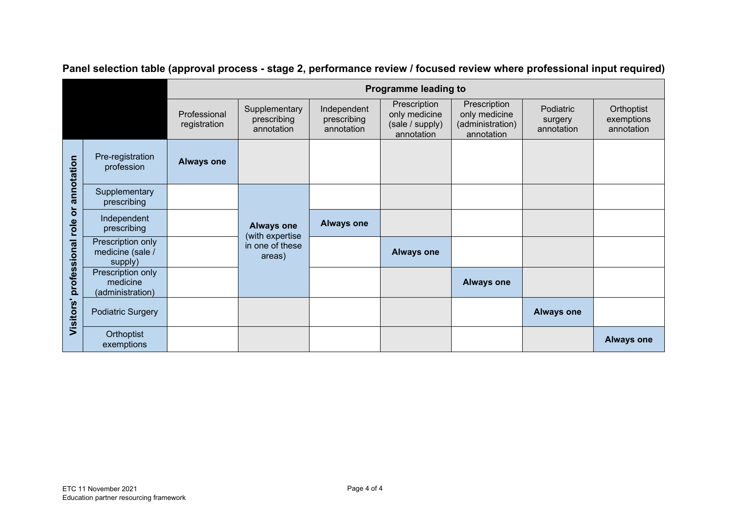**Panel selection table (approval process - stage 2, performance review / focused review where professional input required)**

| | | Programme leading to | | | | | | |
|---|---|---|---|---|---|---|---|---|
| | | Professional registration | Supplementary prescribing annotation | Independent prescribing annotation | Prescription only medicine (sale / supply) annotation | Prescription only medicine (administration) annotation | Podiatric surgery annotation | Orthoptist exemptions annotation |
| Visitors' professional role or annotation | Pre-registration profession | **Always one** | | | | | | |
| | Supplementary prescribing | | **Always one** (with expertise in one of these areas) | | | | | |
| | Independent prescribing | | | **Always one** | | | | |
| | Prescription only medicine (sale / supply) | | | | **Always one** | | | |
| | Prescription only medicine (administration) | | | | | **Always one** | | |
| | Podiatric Surgery | | | | | | **Always one** | |
| | Orthoptist exemptions | | | | | | | **Always one** |

ETC 11 November 2021
Education partner resourcing framework